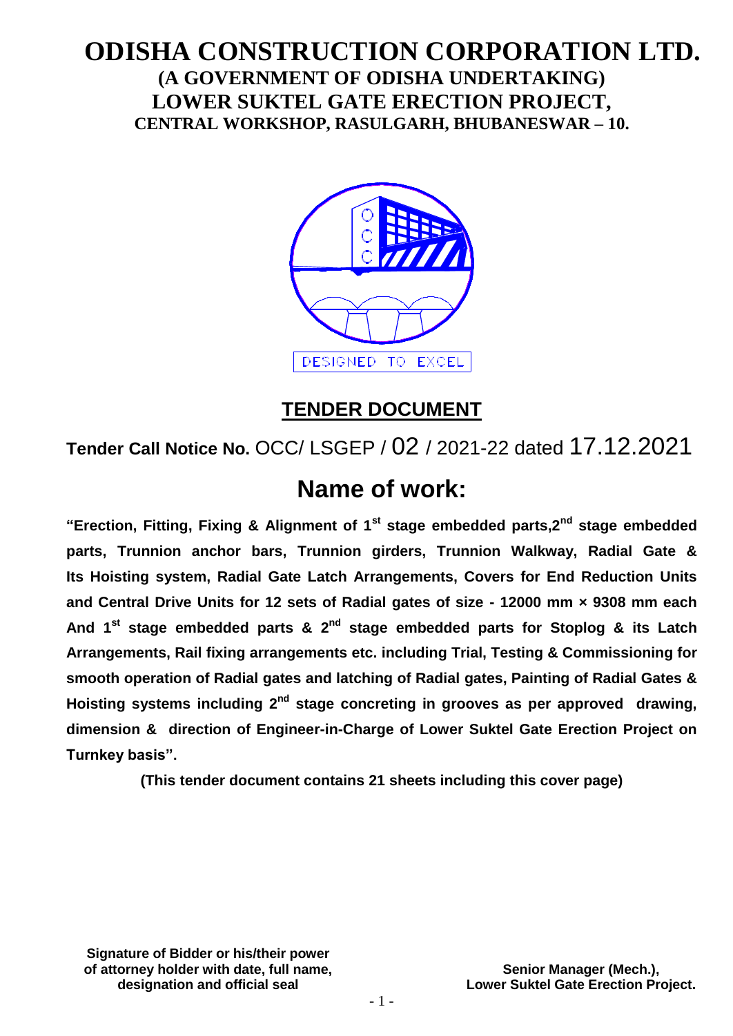# ODISHA CONSTRUCTION CORPORATION LTD.

## (A GOVERNMENT OF ODISHA UNDERTAKING)

## LOWER SUKTEL GATE ERECTION PROJECT,

### CENTRAL WORKSHOP, RASULGARH, BHUBANESWAR – 10.

DESIGNED TO EXCEL

## TENDER DOCUMENT

**Tender Call Notice No.** OCC/ LSGEP / 02 / 2021-22 dated 17.12.2021

# Name of work:

**"Erection, Fitting, Fixing & Alignment of 1st stage embedded parts, 2nd stage embedded parts, Trunnion anchor bars, Trunnion girders, Trunnion Walkway, Radial Gate & Its Hoisting system, Radial Gate Latch Arrangements, Covers for End Reduction Units and Central Drive Units for 12 sets of Radial gates of size - 12000 mm × 9308 mm each And 1st stage embedded parts & 2nd stage embedded parts for Stoplog & its Latch Arrangements, Rail fixing arrangements etc. including Trial, Testing & Commissioning for smooth operation of Radial gates and latching of Radial gates, Painting of Radial Gates & Hoisting systems including 2nd stage concreting in grooves as per approved drawing, dimension & direction of Engineer-in-Charge of Lower Suktel Gate Erection Project on Turnkey basis".**

**(This tender document contains 21 sheets including this cover page)**

**Signature of Bidder or his/their power of attorney holder with date, full name, designation and official seal**

**Senior Manager (Mech.), Lower Suktel Gate Erection Project.**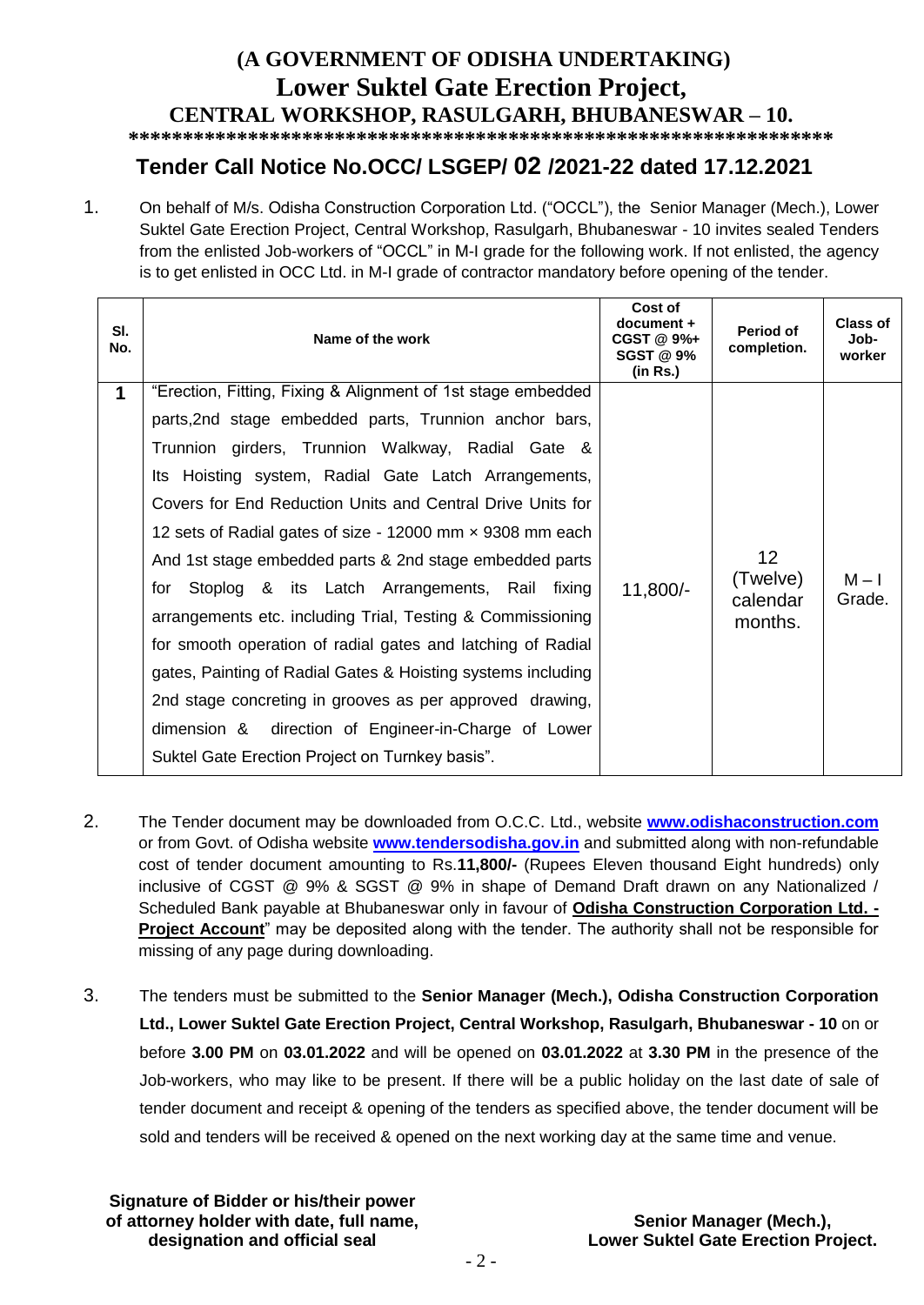# (A GOVERNMENT OF ODISHA UNDERTAKING)
# Lower Suktel Gate Erection Project,
## CENTRAL WORKSHOP, RASULGARH, BHUBANESWAR – 10.

*******************************************************************

## Tender Call Notice No.OCC/ LSGEP/ 02 /2021-22 dated 17.12.2021

1. On behalf of M/s. Odisha Construction Corporation Ltd. ("OCCL"), the Senior Manager (Mech.), Lower Suktel Gate Erection Project, Central Workshop, Rasulgarh, Bhubaneswar - 10 invites sealed Tenders from the enlisted Job-workers of "OCCL" in M-I grade for the following work. If not enlisted, the agency is to get enlisted in OCC Ltd. in M-I grade of contractor mandatory before opening of the tender.

| Sl. No. | Name of the work | Cost of document + CGST @ 9%+ SGST @ 9% (in Rs.) | Period of completion. | Class of Job-worker |
|---|---|---|---|---|
| 1 | "Erection, Fitting, Fixing & Alignment of 1st stage embedded parts,2nd stage embedded parts, Trunnion anchor bars, Trunnion girders, Trunnion Walkway, Radial Gate & Its Hoisting system, Radial Gate Latch Arrangements, Covers for End Reduction Units and Central Drive Units for 12 sets of Radial gates of size - 12000 mm × 9308 mm each And 1st stage embedded parts & 2nd stage embedded parts for Stoplog & its Latch Arrangements, Rail fixing arrangements etc. including Trial, Testing & Commissioning for smooth operation of radial gates and latching of Radial gates, Painting of Radial Gates & Hoisting systems including 2nd stage concreting in grooves as per approved drawing, dimension & direction of Engineer-in-Charge of Lower Suktel Gate Erection Project on Turnkey basis". | 11,800/- | 12 (Twelve) calendar months. | M – I Grade. |

2. The Tender document may be downloaded from O.C.C. Ltd., website **www.odishaconstruction.com** or from Govt. of Odisha website **www.tendersodisha.gov.in** and submitted along with non-refundable cost of tender document amounting to Rs.**11,800/-** (Rupees Eleven thousand Eight hundreds) only inclusive of CGST @ 9% & SGST @ 9% in shape of Demand Draft drawn on any Nationalized / Scheduled Bank payable at Bhubaneswar only in favour of **Odisha Construction Corporation Ltd. - Project Account**" may be deposited along with the tender. The authority shall not be responsible for missing of any page during downloading.

3. The tenders must be submitted to the **Senior Manager (Mech.), Odisha Construction Corporation Ltd., Lower Suktel Gate Erection Project, Central Workshop, Rasulgarh, Bhubaneswar - 10** on or before **3.00 PM** on **03.01.2022** and will be opened on **03.01.2022** at **3.30 PM** in the presence of the Job-workers, who may like to be present. If there will be a public holiday on the last date of sale of tender document and receipt & opening of the tenders as specified above, the tender document will be sold and tenders will be received & opened on the next working day at the same time and venue.

**Signature of Bidder or his/their power of attorney holder with date, full name, designation and official seal**

**Senior Manager (Mech.), Lower Suktel Gate Erection Project.**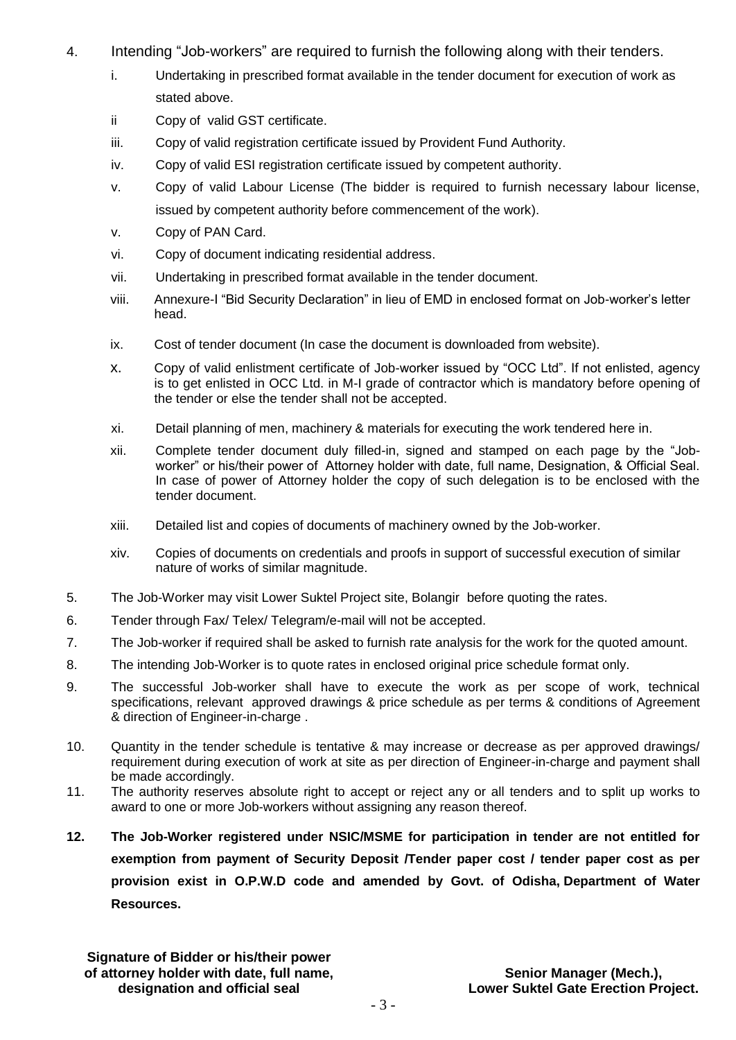4. Intending “Job-workers” are required to furnish the following along with their tenders.

    i. Undertaking in prescribed format available in the tender document for execution of work as stated above.

    ii Copy of valid GST certificate.

    iii. Copy of valid registration certificate issued by Provident Fund Authority.

    iv. Copy of valid ESI registration certificate issued by competent authority.

    v. Copy of valid Labour License (The bidder is required to furnish necessary labour license, issued by competent authority before commencement of the work).

    v. Copy of PAN Card.

    vi. Copy of document indicating residential address.

    vii. Undertaking in prescribed format available in the tender document.

    viii. Annexure-I “Bid Security Declaration” in lieu of EMD in enclosed format on Job-worker’s letter head.

    ix. Cost of tender document (In case the document is downloaded from website).

    x. Copy of valid enlistment certificate of Job-worker issued by “OCC Ltd”. If not enlisted, agency is to get enlisted in OCC Ltd. in M-I grade of contractor which is mandatory before opening of the tender or else the tender shall not be accepted.

    xi. Detail planning of men, machinery & materials for executing the work tendered here in.

    xii. Complete tender document duly filled-in, signed and stamped on each page by the “Job-worker” or his/their power of Attorney holder with date, full name, Designation, & Official Seal. In case of power of Attorney holder the copy of such delegation is to be enclosed with the tender document.

    xiii. Detailed list and copies of documents of machinery owned by the Job-worker.

    xiv. Copies of documents on credentials and proofs in support of successful execution of similar nature of works of similar magnitude.

5. The Job-Worker may visit Lower Suktel Project site, Bolangir before quoting the rates.

6. Tender through Fax/ Telex/ Telegram/e-mail will not be accepted.

7. The Job-worker if required shall be asked to furnish rate analysis for the work for the quoted amount.

8. The intending Job-Worker is to quote rates in enclosed original price schedule format only.

9. The successful Job-worker shall have to execute the work as per scope of work, technical specifications, relevant approved drawings & price schedule as per terms & conditions of Agreement & direction of Engineer-in-charge .

10. Quantity in the tender schedule is tentative & may increase or decrease as per approved drawings/ requirement during execution of work at site as per direction of Engineer-in-charge and payment shall be made accordingly.

11. The authority reserves absolute right to accept or reject any or all tenders and to split up works to award to one or more Job-workers without assigning any reason thereof.

**12. The Job-Worker registered under NSIC/MSME for participation in tender are not entitled for exemption from payment of Security Deposit /Tender paper cost / tender paper cost as per provision exist in O.P.W.D code and amended by Govt. of Odisha, Department of Water Resources.**

**Signature of Bidder or his/their power of attorney holder with date, full name, designation and official seal**

**Senior Manager (Mech.),
Lower Suktel Gate Erection Project.**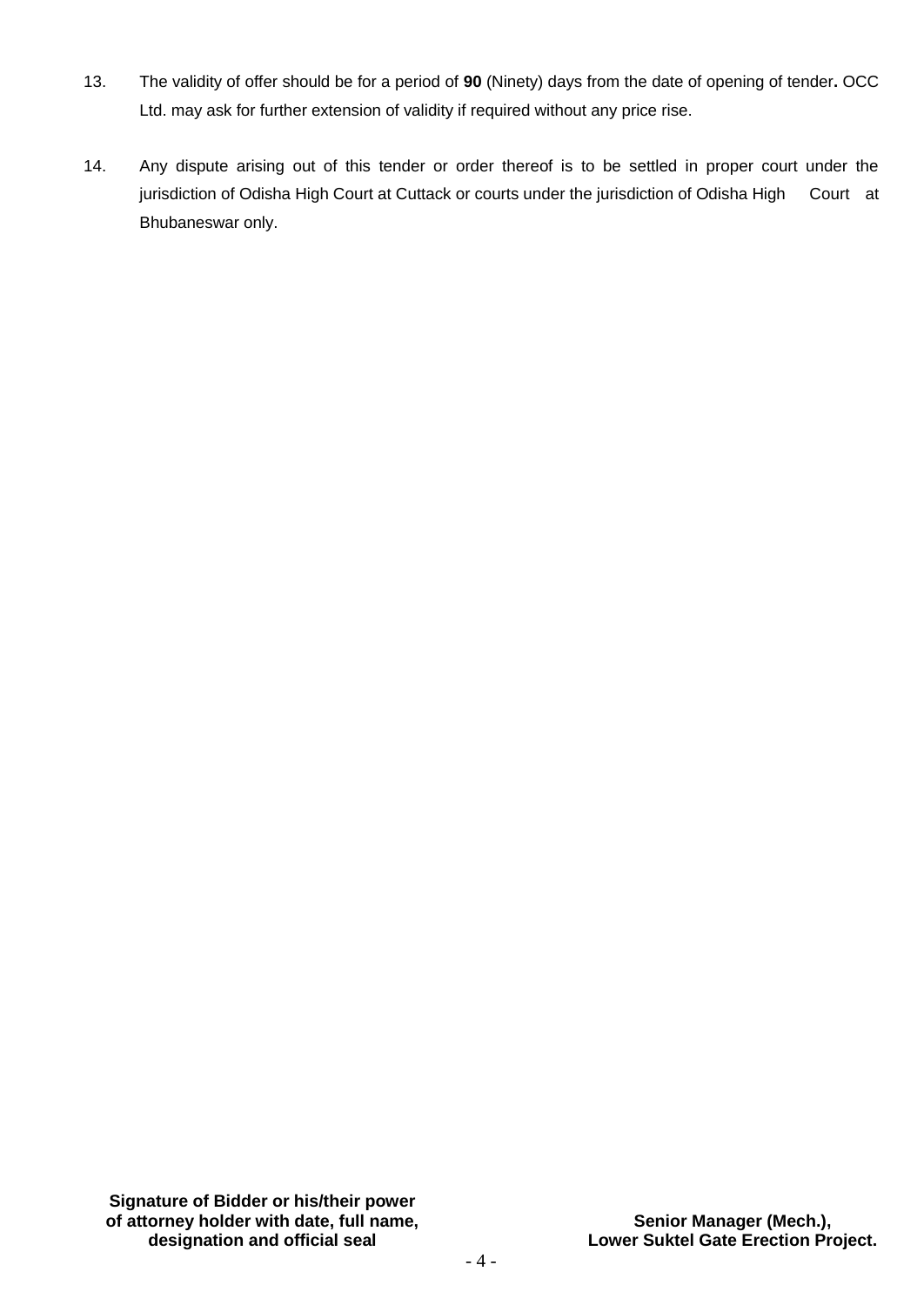13. The validity of offer should be for a period of **90** (Ninety) days from the date of opening of tender**.** OCC Ltd. may ask for further extension of validity if required without any price rise.

14. Any dispute arising out of this tender or order thereof is to be settled in proper court under the jurisdiction of Odisha High Court at Cuttack or courts under the jurisdiction of Odisha High Court at Bhubaneswar only.

**Signature of Bidder or his/their power of attorney holder with date, full name, designation and official seal**

**Senior Manager (Mech.), Lower Suktel Gate Erection Project.**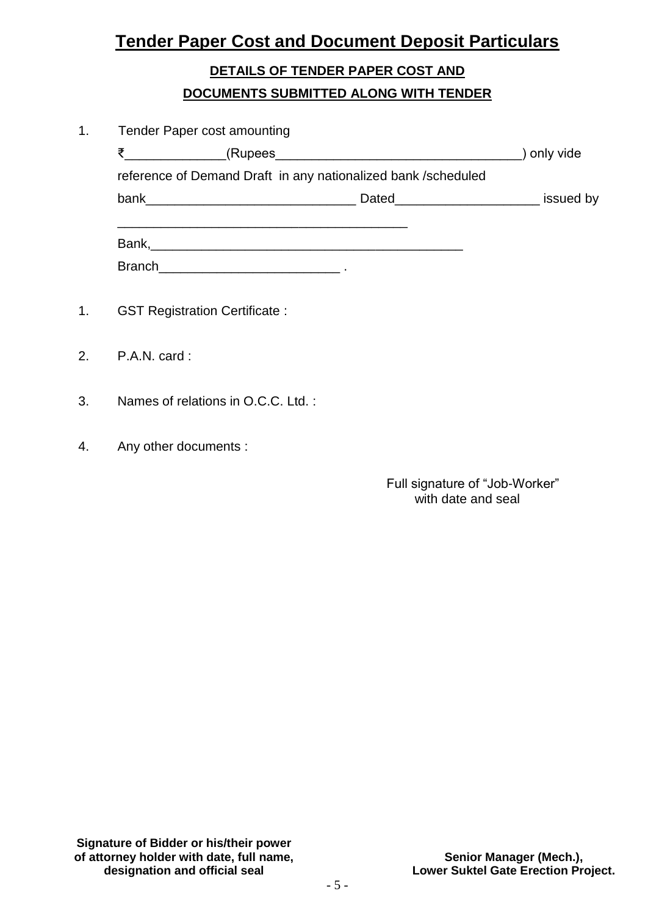# Tender Paper Cost and Document Deposit Particulars

**DETAILS OF TENDER PAPER COST AND**

**DOCUMENTS SUBMITTED ALONG WITH TENDER**

1. Tender Paper cost amounting ₹______________(Rupees___________________________________) only vide reference of Demand Draft in any nationalized bank /scheduled bank______________________________ Dated____________________ issued by ________________________________________ Bank,_____________________________________________ Branch_________________________ .

1. GST Registration Certificate :

2. P.A.N. card :

3. Names of relations in O.C.C. Ltd. :

4. Any other documents :

Full signature of "Job-Worker"
with date and seal

**Signature of Bidder or his/their power of attorney holder with date, full name, designation and official seal**

**Senior Manager (Mech.), Lower Suktel Gate Erection Project.**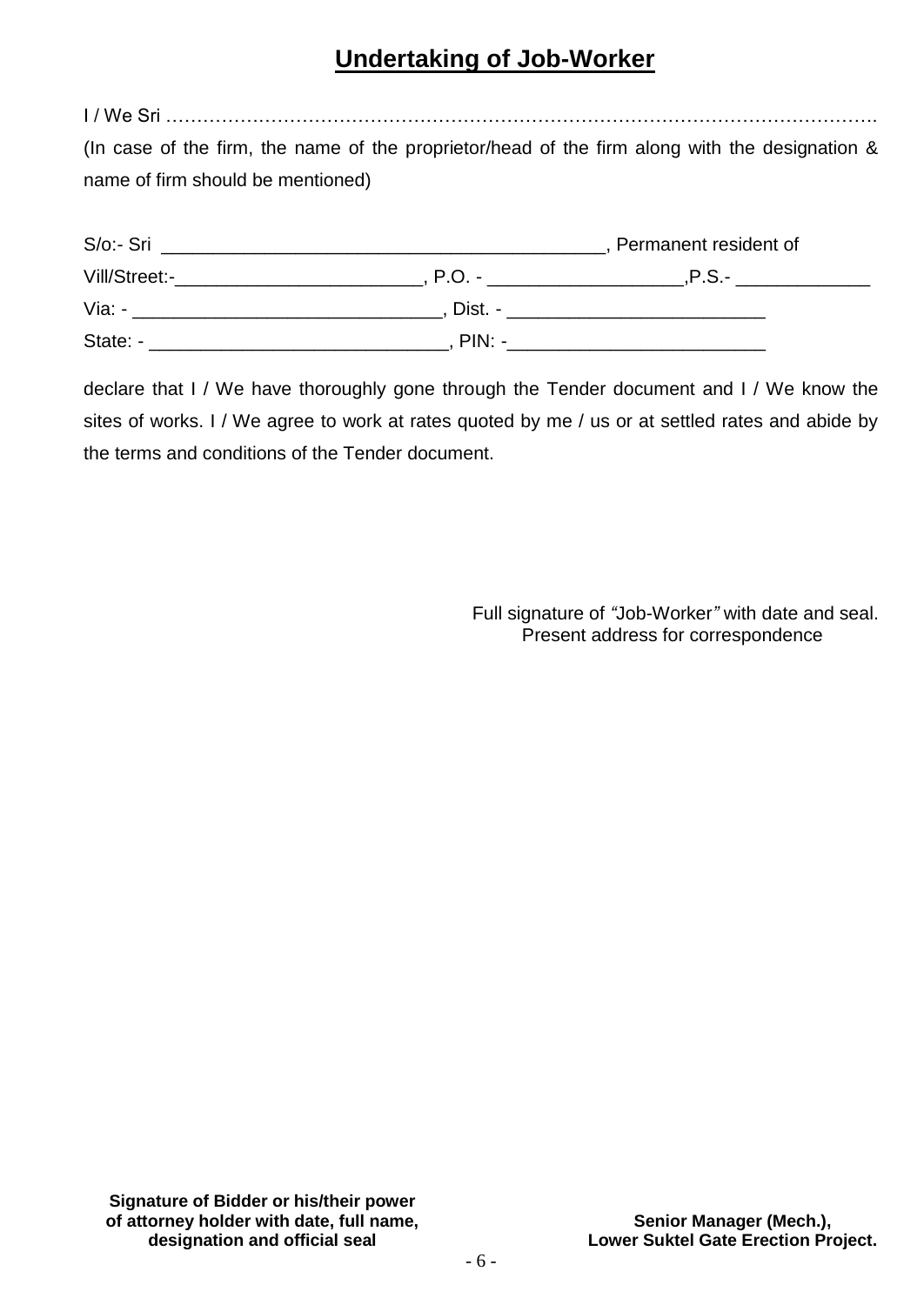# **Undertaking of Job-Worker**

I / We Sri …………………………………………………………………………………………………….

(In case of the firm, the name of the proprietor/head of the firm along with the designation & name of firm should be mentioned)

S/o:- Sri ___________________________________________, Permanent resident of

Vill/Street:-________________________, P.O. - ___________________,P.S.- _____________

Via: - ______________________________, Dist. - _________________________

State: - _____________________________, PIN: -_________________________

declare that I / We have thoroughly gone through the Tender document and I / We know the sites of works. I / We agree to work at rates quoted by me / us or at settled rates and abide by the terms and conditions of the Tender document.

Full signature of *"*Job-Worker*"* with date and seal.
Present address for correspondence

**Signature of Bidder or his/their power of attorney holder with date, full name, designation and official seal**

**Senior Manager (Mech.),
Lower Suktel Gate Erection Project.**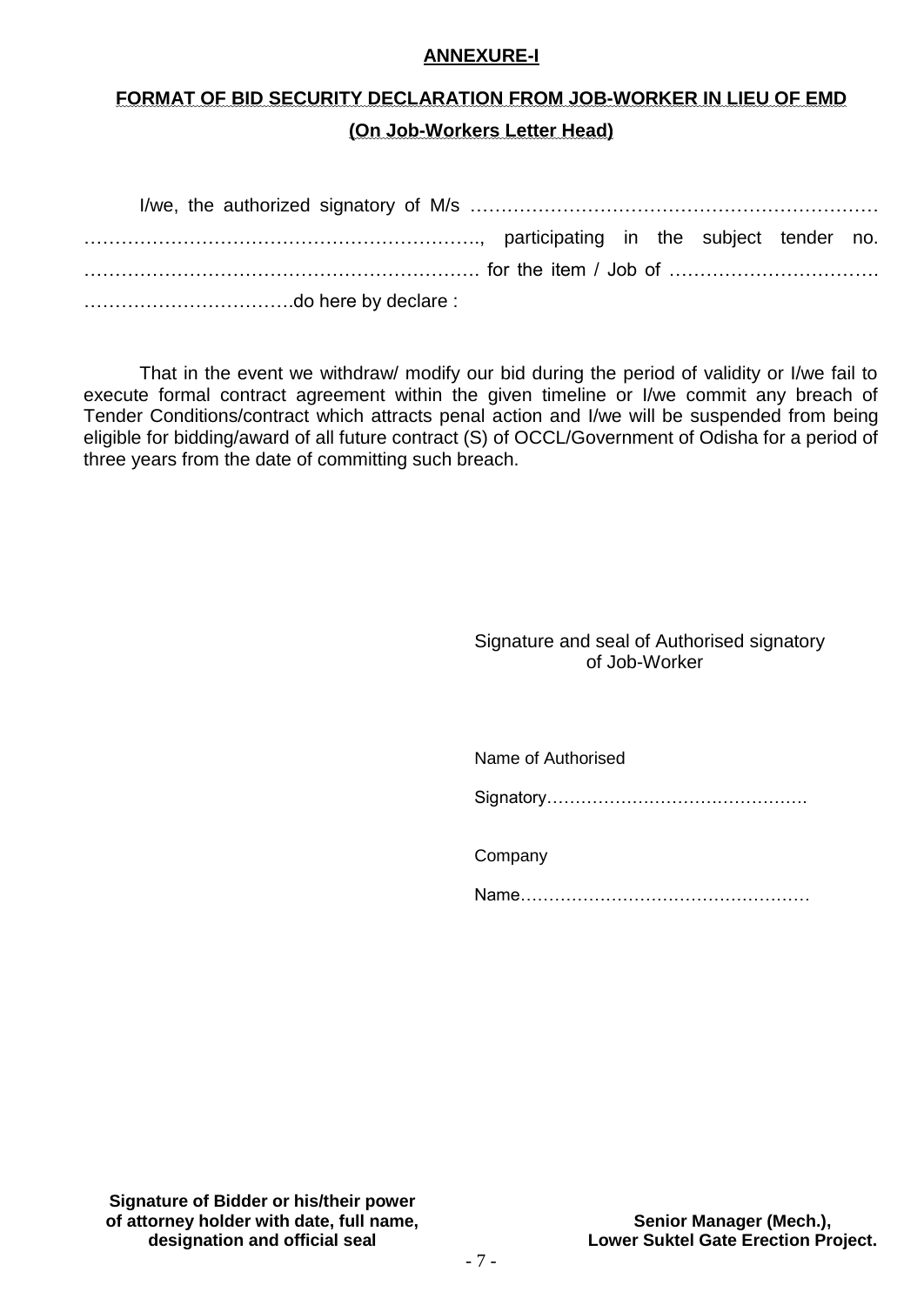**ANNEXURE-I**

**FORMAT OF BID SECURITY DECLARATION FROM JOB-WORKER IN LIEU OF EMD**

**(On Job-Workers Letter Head)**

I/we, the authorized signatory of M/s ………………………………………………………… ……………………………………………………., participating in the subject tender no. ………………………………………………………. for the item / Job of ……………………………. …………………………….do here by declare :

That in the event we withdraw/ modify our bid during the period of validity or I/we fail to execute formal contract agreement within the given timeline or I/we commit any breach of Tender Conditions/contract which attracts penal action and I/we will be suspended from being eligible for bidding/award of all future contract (S) of OCCL/Government of Odisha for a period of three years from the date of committing such breach.

Signature and seal of Authorised signatory of Job-Worker

Name of Authorised

Signatory……………………………………….

Company

Name……………………………………………

**Signature of Bidder or his/their power of attorney holder with date, full name, designation and official seal**

**Senior Manager (Mech.), Lower Suktel Gate Erection Project.**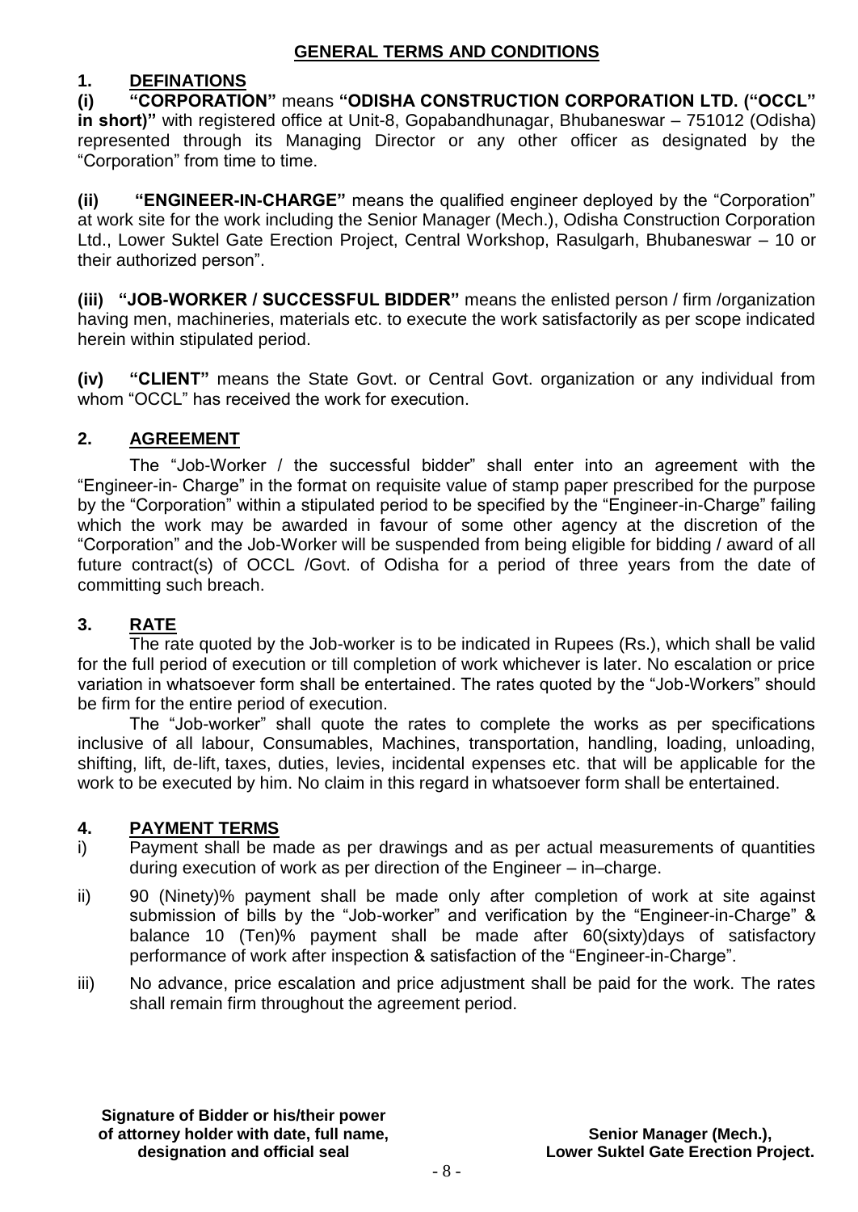## GENERAL TERMS AND CONDITIONS

### 1. DEFINATIONS

**(i) "CORPORATION"** means **"ODISHA CONSTRUCTION CORPORATION LTD. ("OCCL" in short)"** with registered office at Unit-8, Gopabandhunagar, Bhubaneswar – 751012 (Odisha) represented through its Managing Director or any other officer as designated by the "Corporation" from time to time.

**(ii) "ENGINEER-IN-CHARGE"** means the qualified engineer deployed by the "Corporation" at work site for the work including the Senior Manager (Mech.), Odisha Construction Corporation Ltd., Lower Suktel Gate Erection Project, Central Workshop, Rasulgarh, Bhubaneswar – 10 or their authorized person".

**(iii) "JOB-WORKER / SUCCESSFUL BIDDER"** means the enlisted person / firm /organization having men, machineries, materials etc. to execute the work satisfactorily as per scope indicated herein within stipulated period.

**(iv) "CLIENT"** means the State Govt. or Central Govt. organization or any individual from whom "OCCL" has received the work for execution.

### 2. AGREEMENT

The "Job-Worker / the successful bidder" shall enter into an agreement with the "Engineer-in- Charge" in the format on requisite value of stamp paper prescribed for the purpose by the "Corporation" within a stipulated period to be specified by the "Engineer-in-Charge" failing which the work may be awarded in favour of some other agency at the discretion of the "Corporation" and the Job-Worker will be suspended from being eligible for bidding / award of all future contract(s) of OCCL /Govt. of Odisha for a period of three years from the date of committing such breach.

### 3. RATE

The rate quoted by the Job-worker is to be indicated in Rupees (Rs.), which shall be valid for the full period of execution or till completion of work whichever is later. No escalation or price variation in whatsoever form shall be entertained. The rates quoted by the "Job-Workers" should be firm for the entire period of execution.

The "Job-worker" shall quote the rates to complete the works as per specifications inclusive of all labour, Consumables, Machines, transportation, handling, loading, unloading, shifting, lift, de-lift, taxes, duties, levies, incidental expenses etc. that will be applicable for the work to be executed by him. No claim in this regard in whatsoever form shall be entertained.

### 4. PAYMENT TERMS

i) Payment shall be made as per drawings and as per actual measurements of quantities during execution of work as per direction of the Engineer – in–charge.

ii) 90 (Ninety)% payment shall be made only after completion of work at site against submission of bills by the "Job-worker" and verification by the "Engineer-in-Charge" & balance 10 (Ten)% payment shall be made after 60(sixty)days of satisfactory performance of work after inspection & satisfaction of the "Engineer-in-Charge".

iii) No advance, price escalation and price adjustment shall be paid for the work. The rates shall remain firm throughout the agreement period.

**Signature of Bidder or his/their power of attorney holder with date, full name, designation and official seal**

**Senior Manager (Mech.), Lower Suktel Gate Erection Project.**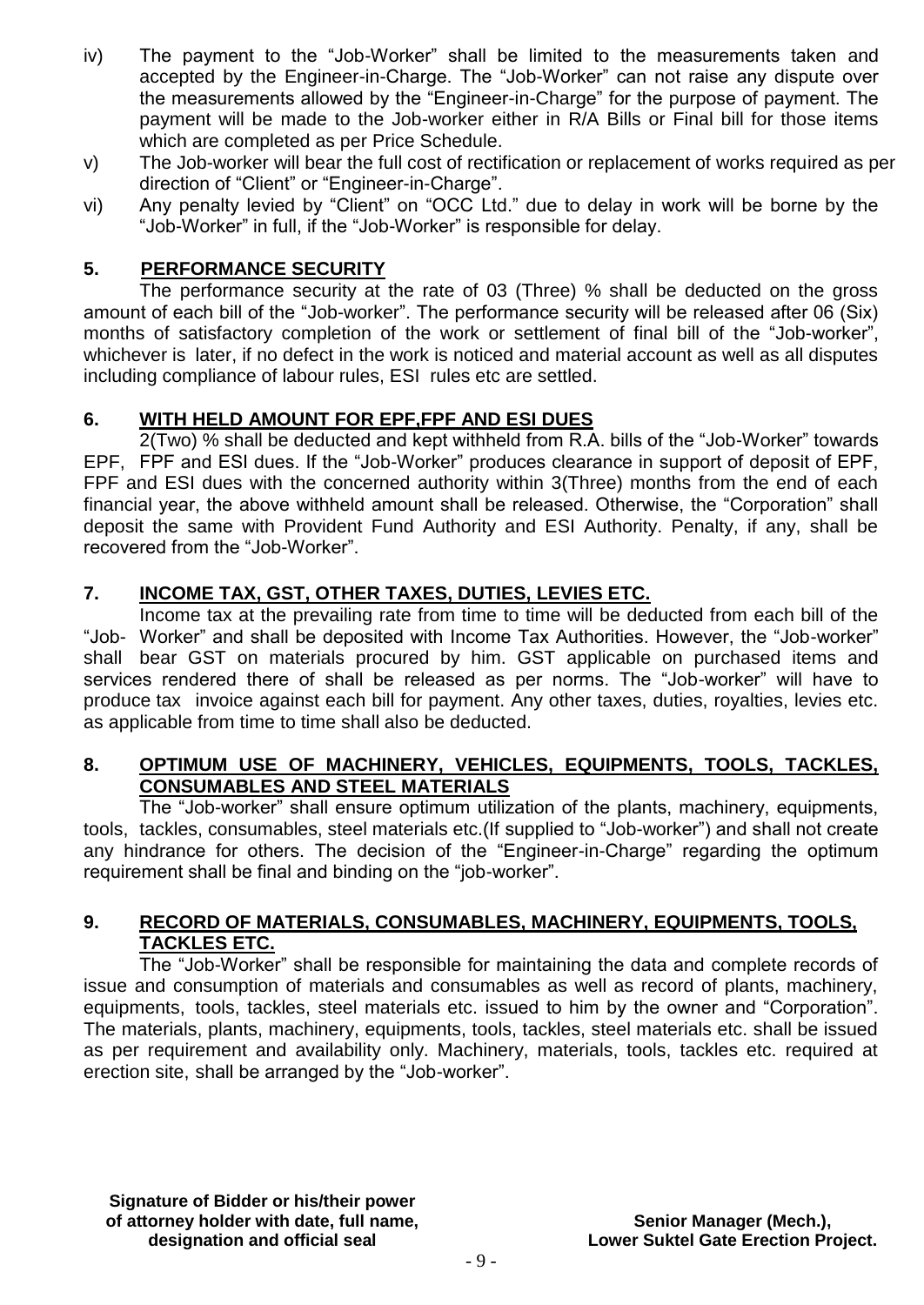iv) The payment to the "Job-Worker" shall be limited to the measurements taken and accepted by the Engineer-in-Charge. The "Job-Worker" can not raise any dispute over the measurements allowed by the "Engineer-in-Charge" for the purpose of payment. The payment will be made to the Job-worker either in R/A Bills or Final bill for those items which are completed as per Price Schedule.

v) The Job-worker will bear the full cost of rectification or replacement of works required as per direction of "Client" or "Engineer-in-Charge".

vi) Any penalty levied by "Client" on "OCC Ltd." due to delay in work will be borne by the "Job-Worker" in full, if the "Job-Worker" is responsible for delay.

## 5. PERFORMANCE SECURITY

The performance security at the rate of 03 (Three) % shall be deducted on the gross amount of each bill of the "Job-worker". The performance security will be released after 06 (Six) months of satisfactory completion of the work or settlement of final bill of the "Job-worker", whichever is later, if no defect in the work is noticed and material account as well as all disputes including compliance of labour rules, ESI rules etc are settled.

## 6. WITH HELD AMOUNT FOR EPF,FPF AND ESI DUES

2(Two) % shall be deducted and kept withheld from R.A. bills of the "Job-Worker" towards EPF, FPF and ESI dues. If the "Job-Worker" produces clearance in support of deposit of EPF, FPF and ESI dues with the concerned authority within 3(Three) months from the end of each financial year, the above withheld amount shall be released. Otherwise, the "Corporation" shall deposit the same with Provident Fund Authority and ESI Authority. Penalty, if any, shall be recovered from the "Job-Worker".

## 7. INCOME TAX, GST, OTHER TAXES, DUTIES, LEVIES ETC.

Income tax at the prevailing rate from time to time will be deducted from each bill of the "Job- Worker" and shall be deposited with Income Tax Authorities. However, the "Job-worker" shall bear GST on materials procured by him. GST applicable on purchased items and services rendered there of shall be released as per norms. The "Job-worker" will have to produce tax invoice against each bill for payment. Any other taxes, duties, royalties, levies etc. as applicable from time to time shall also be deducted.

## 8. OPTIMUM USE OF MACHINERY, VEHICLES, EQUIPMENTS, TOOLS, TACKLES, CONSUMABLES AND STEEL MATERIALS

The "Job-worker" shall ensure optimum utilization of the plants, machinery, equipments, tools, tackles, consumables, steel materials etc.(If supplied to "Job-worker") and shall not create any hindrance for others. The decision of the "Engineer-in-Charge" regarding the optimum requirement shall be final and binding on the "job-worker".

## 9. RECORD OF MATERIALS, CONSUMABLES, MACHINERY, EQUIPMENTS, TOOLS, TACKLES ETC.

The "Job-Worker" shall be responsible for maintaining the data and complete records of issue and consumption of materials and consumables as well as record of plants, machinery, equipments, tools, tackles, steel materials etc. issued to him by the owner and "Corporation". The materials, plants, machinery, equipments, tools, tackles, steel materials etc. shall be issued as per requirement and availability only. Machinery, materials, tools, tackles etc. required at erection site, shall be arranged by the "Job-worker".

**Signature of Bidder or his/their power of attorney holder with date, full name, designation and official seal**

**Senior Manager (Mech.), Lower Suktel Gate Erection Project.**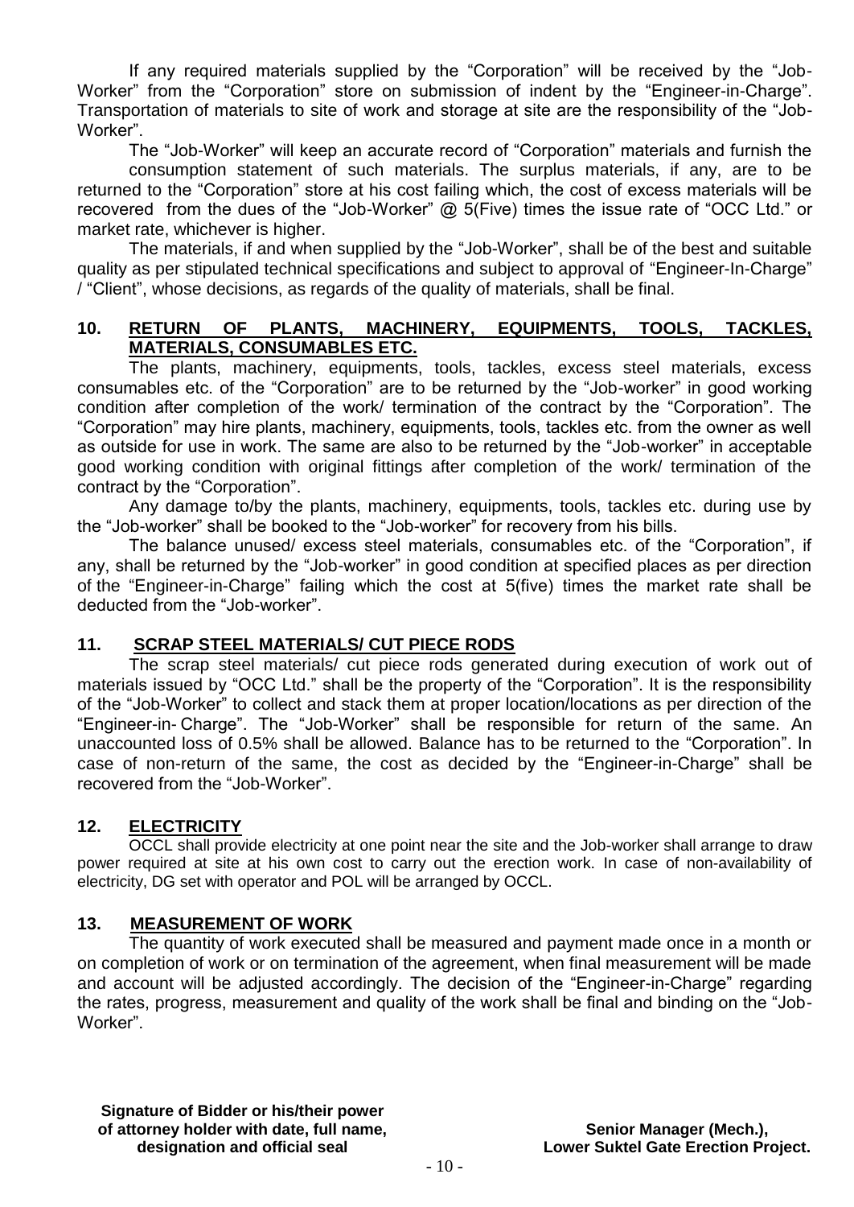If any required materials supplied by the "Corporation" will be received by the "Job-Worker" from the "Corporation" store on submission of indent by the "Engineer-in-Charge". Transportation of materials to site of work and storage at site are the responsibility of the "Job-Worker".

The "Job-Worker" will keep an accurate record of "Corporation" materials and furnish the consumption statement of such materials. The surplus materials, if any, are to be returned to the "Corporation" store at his cost failing which, the cost of excess materials will be recovered from the dues of the "Job-Worker" @ 5(Five) times the issue rate of "OCC Ltd." or market rate, whichever is higher.

The materials, if and when supplied by the "Job-Worker", shall be of the best and suitable quality as per stipulated technical specifications and subject to approval of "Engineer-In-Charge" / "Client", whose decisions, as regards of the quality of materials, shall be final.

## 10. RETURN OF PLANTS, MACHINERY, EQUIPMENTS, TOOLS, TACKLES, MATERIALS, CONSUMABLES ETC.

The plants, machinery, equipments, tools, tackles, excess steel materials, excess consumables etc. of the "Corporation" are to be returned by the "Job-worker" in good working condition after completion of the work/ termination of the contract by the "Corporation". The "Corporation" may hire plants, machinery, equipments, tools, tackles etc. from the owner as well as outside for use in work. The same are also to be returned by the "Job-worker" in acceptable good working condition with original fittings after completion of the work/ termination of the contract by the "Corporation".

Any damage to/by the plants, machinery, equipments, tools, tackles etc. during use by the "Job-worker" shall be booked to the "Job-worker" for recovery from his bills.

The balance unused/ excess steel materials, consumables etc. of the "Corporation", if any, shall be returned by the "Job-worker" in good condition at specified places as per direction of the "Engineer-in-Charge" failing which the cost at 5(five) times the market rate shall be deducted from the "Job-worker".

## 11. SCRAP STEEL MATERIALS/ CUT PIECE RODS

The scrap steel materials/ cut piece rods generated during execution of work out of materials issued by "OCC Ltd." shall be the property of the "Corporation". It is the responsibility of the "Job-Worker" to collect and stack them at proper location/locations as per direction of the "Engineer-in- Charge". The "Job-Worker" shall be responsible for return of the same. An unaccounted loss of 0.5% shall be allowed. Balance has to be returned to the "Corporation". In case of non-return of the same, the cost as decided by the "Engineer-in-Charge" shall be recovered from the "Job-Worker".

## 12. ELECTRICITY

OCCL shall provide electricity at one point near the site and the Job-worker shall arrange to draw power required at site at his own cost to carry out the erection work. In case of non-availability of electricity, DG set with operator and POL will be arranged by OCCL.

## 13. MEASUREMENT OF WORK

The quantity of work executed shall be measured and payment made once in a month or on completion of work or on termination of the agreement, when final measurement will be made and account will be adjusted accordingly. The decision of the "Engineer-in-Charge" regarding the rates, progress, measurement and quality of the work shall be final and binding on the "Job-Worker".

**Signature of Bidder or his/their power of attorney holder with date, full name, designation and official seal**

**Senior Manager (Mech.), Lower Suktel Gate Erection Project.**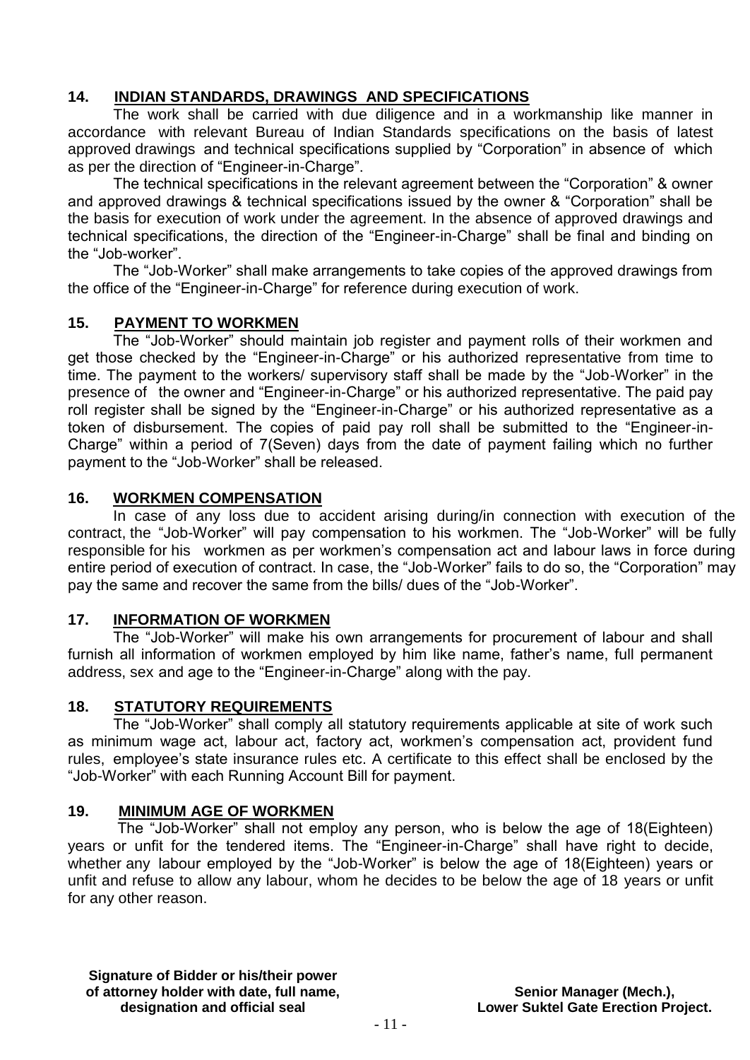## 14. INDIAN STANDARDS, DRAWINGS AND SPECIFICATIONS

The work shall be carried with due diligence and in a workmanship like manner in accordance with relevant Bureau of Indian Standards specifications on the basis of latest approved drawings and technical specifications supplied by "Corporation" in absence of which as per the direction of "Engineer-in-Charge".

The technical specifications in the relevant agreement between the "Corporation" & owner and approved drawings & technical specifications issued by the owner & "Corporation" shall be the basis for execution of work under the agreement. In the absence of approved drawings and technical specifications, the direction of the "Engineer-in-Charge" shall be final and binding on the "Job-worker".

The "Job-Worker" shall make arrangements to take copies of the approved drawings from the office of the "Engineer-in-Charge" for reference during execution of work.

## 15. PAYMENT TO WORKMEN

The "Job-Worker" should maintain job register and payment rolls of their workmen and get those checked by the "Engineer-in-Charge" or his authorized representative from time to time. The payment to the workers/ supervisory staff shall be made by the "Job-Worker" in the presence of the owner and "Engineer-in-Charge" or his authorized representative. The paid pay roll register shall be signed by the "Engineer-in-Charge" or his authorized representative as a token of disbursement. The copies of paid pay roll shall be submitted to the "Engineer-in-Charge" within a period of 7(Seven) days from the date of payment failing which no further payment to the "Job-Worker" shall be released.

## 16. WORKMEN COMPENSATION

In case of any loss due to accident arising during/in connection with execution of the contract, the "Job-Worker" will pay compensation to his workmen. The "Job-Worker" will be fully responsible for his workmen as per workmen's compensation act and labour laws in force during entire period of execution of contract. In case, the "Job-Worker" fails to do so, the "Corporation" may pay the same and recover the same from the bills/ dues of the "Job-Worker".

## 17. INFORMATION OF WORKMEN

The "Job-Worker" will make his own arrangements for procurement of labour and shall furnish all information of workmen employed by him like name, father's name, full permanent address, sex and age to the "Engineer-in-Charge" along with the pay.

## 18. STATUTORY REQUIREMENTS

The "Job-Worker" shall comply all statutory requirements applicable at site of work such as minimum wage act, labour act, factory act, workmen's compensation act, provident fund rules, employee's state insurance rules etc. A certificate to this effect shall be enclosed by the "Job-Worker" with each Running Account Bill for payment.

## 19. MINIMUM AGE OF WORKMEN

The "Job-Worker" shall not employ any person, who is below the age of 18(Eighteen) years or unfit for the tendered items. The "Engineer-in-Charge" shall have right to decide, whether any labour employed by the "Job-Worker" is below the age of 18(Eighteen) years or unfit and refuse to allow any labour, whom he decides to be below the age of 18 years or unfit for any other reason.

**Signature of Bidder or his/their power of attorney holder with date, full name, designation and official seal**

**Senior Manager (Mech.), Lower Suktel Gate Erection Project.**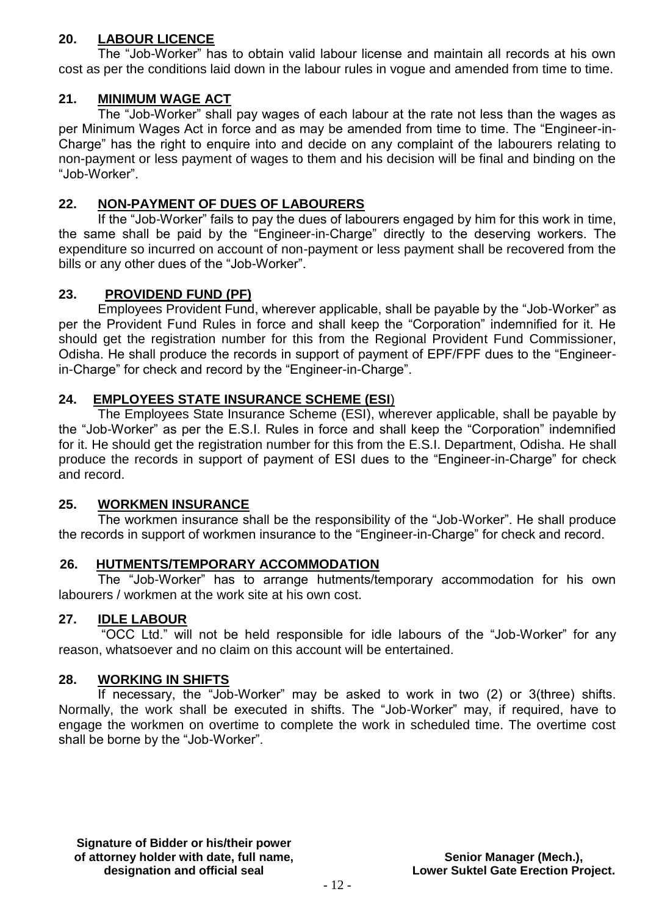## 20. LABOUR LICENCE

The "Job-Worker" has to obtain valid labour license and maintain all records at his own cost as per the conditions laid down in the labour rules in vogue and amended from time to time.

## 21. MINIMUM WAGE ACT

The "Job-Worker" shall pay wages of each labour at the rate not less than the wages as per Minimum Wages Act in force and as may be amended from time to time. The "Engineer-in-Charge" has the right to enquire into and decide on any complaint of the labourers relating to non-payment or less payment of wages to them and his decision will be final and binding on the "Job-Worker".

## 22. NON-PAYMENT OF DUES OF LABOURERS

If the "Job-Worker" fails to pay the dues of labourers engaged by him for this work in time, the same shall be paid by the "Engineer-in-Charge" directly to the deserving workers. The expenditure so incurred on account of non-payment or less payment shall be recovered from the bills or any other dues of the "Job-Worker".

## 23. PROVIDEND FUND (PF)

Employees Provident Fund, wherever applicable, shall be payable by the "Job-Worker" as per the Provident Fund Rules in force and shall keep the "Corporation" indemnified for it. He should get the registration number for this from the Regional Provident Fund Commissioner, Odisha. He shall produce the records in support of payment of EPF/FPF dues to the "Engineer-in-Charge" for check and record by the "Engineer-in-Charge".

## 24. EMPLOYEES STATE INSURANCE SCHEME (ESI)

The Employees State Insurance Scheme (ESI), wherever applicable, shall be payable by the "Job-Worker" as per the E.S.I. Rules in force and shall keep the "Corporation" indemnified for it. He should get the registration number for this from the E.S.I. Department, Odisha. He shall produce the records in support of payment of ESI dues to the "Engineer-in-Charge" for check and record.

## 25. WORKMEN INSURANCE

The workmen insurance shall be the responsibility of the "Job-Worker". He shall produce the records in support of workmen insurance to the "Engineer-in-Charge" for check and record.

## 26. HUTMENTS/TEMPORARY ACCOMMODATION

The "Job-Worker" has to arrange hutments/temporary accommodation for his own labourers / workmen at the work site at his own cost.

## 27. IDLE LABOUR

"OCC Ltd." will not be held responsible for idle labours of the "Job-Worker" for any reason, whatsoever and no claim on this account will be entertained.

## 28. WORKING IN SHIFTS

If necessary, the "Job-Worker" may be asked to work in two (2) or 3(three) shifts. Normally, the work shall be executed in shifts. The "Job-Worker" may, if required, have to engage the workmen on overtime to complete the work in scheduled time. The overtime cost shall be borne by the "Job-Worker".

**Signature of Bidder or his/their power of attorney holder with date, full name, designation and official seal**

**Senior Manager (Mech.),
Lower Suktel Gate Erection Project.**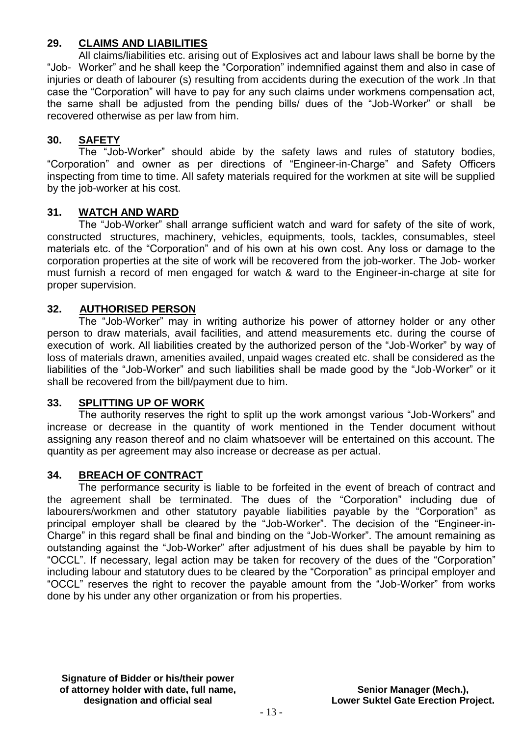## 29. CLAIMS AND LIABILITIES

All claims/liabilities etc. arising out of Explosives act and labour laws shall be borne by the "Job- Worker" and he shall keep the "Corporation" indemnified against them and also in case of injuries or death of labourer (s) resulting from accidents during the execution of the work .In that case the "Corporation" will have to pay for any such claims under workmens compensation act, the same shall be adjusted from the pending bills/ dues of the "Job-Worker" or shall be recovered otherwise as per law from him.

## 30. SAFETY

The "Job-Worker" should abide by the safety laws and rules of statutory bodies, "Corporation" and owner as per directions of "Engineer-in-Charge" and Safety Officers inspecting from time to time. All safety materials required for the workmen at site will be supplied by the job-worker at his cost.

## 31. WATCH AND WARD

The "Job-Worker" shall arrange sufficient watch and ward for safety of the site of work, constructed structures, machinery, vehicles, equipments, tools, tackles, consumables, steel materials etc. of the "Corporation" and of his own at his own cost. Any loss or damage to the corporation properties at the site of work will be recovered from the job-worker. The Job- worker must furnish a record of men engaged for watch & ward to the Engineer-in-charge at site for proper supervision.

## 32. AUTHORISED PERSON

The "Job-Worker" may in writing authorize his power of attorney holder or any other person to draw materials, avail facilities, and attend measurements etc. during the course of execution of work. All liabilities created by the authorized person of the "Job-Worker" by way of loss of materials drawn, amenities availed, unpaid wages created etc. shall be considered as the liabilities of the "Job-Worker" and such liabilities shall be made good by the "Job-Worker" or it shall be recovered from the bill/payment due to him.

## 33. SPLITTING UP OF WORK

The authority reserves the right to split up the work amongst various "Job-Workers" and increase or decrease in the quantity of work mentioned in the Tender document without assigning any reason thereof and no claim whatsoever will be entertained on this account. The quantity as per agreement may also increase or decrease as per actual.

## 34. BREACH OF CONTRACT

The performance security is liable to be forfeited in the event of breach of contract and the agreement shall be terminated. The dues of the "Corporation" including due of labourers/workmen and other statutory payable liabilities payable by the "Corporation" as principal employer shall be cleared by the "Job-Worker". The decision of the "Engineer-in-Charge" in this regard shall be final and binding on the "Job-Worker". The amount remaining as outstanding against the "Job-Worker" after adjustment of his dues shall be payable by him to "OCCL". If necessary, legal action may be taken for recovery of the dues of the "Corporation" including labour and statutory dues to be cleared by the "Corporation" as principal employer and "OCCL" reserves the right to recover the payable amount from the "Job-Worker" from works done by his under any other organization or from his properties.

**Signature of Bidder or his/their power of attorney holder with date, full name, designation and official seal**

**Senior Manager (Mech.), Lower Suktel Gate Erection Project.**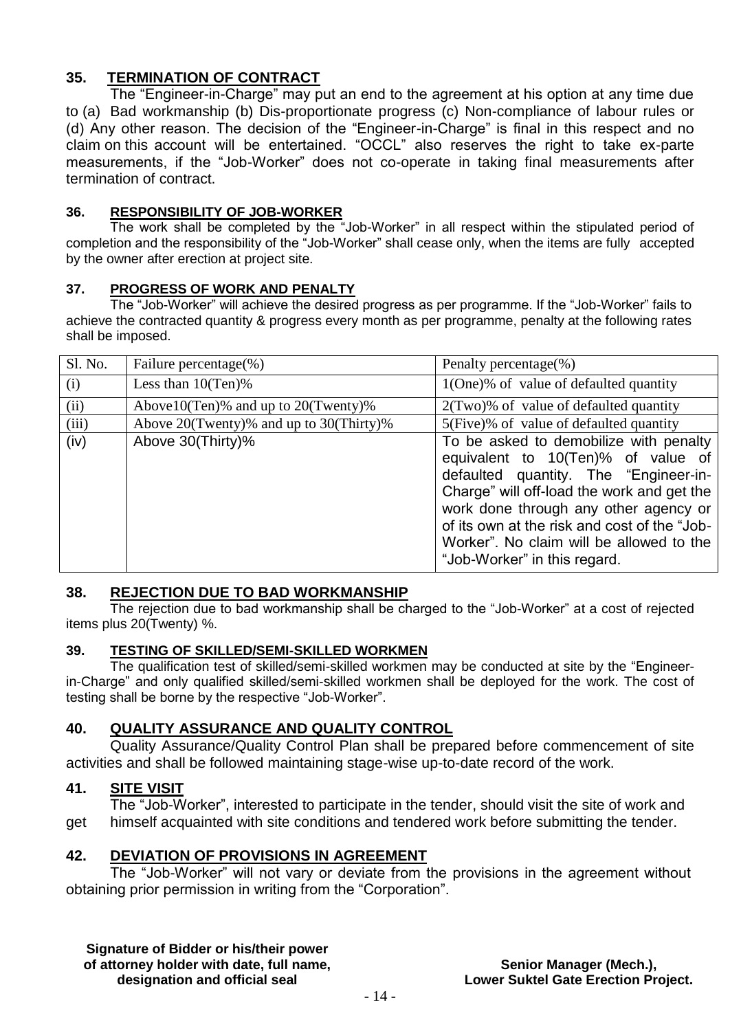## 35. TERMINATION OF CONTRACT

The "Engineer-in-Charge" may put an end to the agreement at his option at any time due to (a) Bad workmanship (b) Dis-proportionate progress (c) Non-compliance of labour rules or (d) Any other reason. The decision of the "Engineer-in-Charge" is final in this respect and no claim on this account will be entertained. "OCCL" also reserves the right to take ex-parte measurements, if the "Job-Worker" does not co-operate in taking final measurements after termination of contract.

## 36. RESPONSIBILITY OF JOB-WORKER

The work shall be completed by the "Job-Worker" in all respect within the stipulated period of completion and the responsibility of the "Job-Worker" shall cease only, when the items are fully accepted by the owner after erection at project site.

## 37. PROGRESS OF WORK AND PENALTY

The "Job-Worker" will achieve the desired progress as per programme. If the "Job-Worker" fails to achieve the contracted quantity & progress every month as per programme, penalty at the following rates shall be imposed.

| Sl. No. | Failure percentage(%) | Penalty percentage(%) |
|---|---|---|
| (i) | Less than 10(Ten)% | 1(One)% of value of defaulted quantity |
| (ii) | Above10(Ten)% and up to 20(Twenty)% | 2(Two)% of value of defaulted quantity |
| (iii) | Above 20(Twenty)% and up to 30(Thirty)% | 5(Five)% of value of defaulted quantity |
| (iv) | Above 30(Thirty)% | To be asked to demobilize with penalty equivalent to 10(Ten)% of value of defaulted quantity. The "Engineer-in-Charge" will off-load the work and get the work done through any other agency or of its own at the risk and cost of the "Job-Worker". No claim will be allowed to the "Job-Worker" in this regard. |

## 38. REJECTION DUE TO BAD WORKMANSHIP

The rejection due to bad workmanship shall be charged to the "Job-Worker" at a cost of rejected items plus 20(Twenty) %.

## 39. TESTING OF SKILLED/SEMI-SKILLED WORKMEN

The qualification test of skilled/semi-skilled workmen may be conducted at site by the "Engineer-in-Charge" and only qualified skilled/semi-skilled workmen shall be deployed for the work. The cost of testing shall be borne by the respective "Job-Worker".

## 40. QUALITY ASSURANCE AND QUALITY CONTROL

Quality Assurance/Quality Control Plan shall be prepared before commencement of site activities and shall be followed maintaining stage-wise up-to-date record of the work.

## 41. SITE VISIT

The "Job-Worker", interested to participate in the tender, should visit the site of work and get himself acquainted with site conditions and tendered work before submitting the tender.

## 42. DEVIATION OF PROVISIONS IN AGREEMENT

The "Job-Worker" will not vary or deviate from the provisions in the agreement without obtaining prior permission in writing from the "Corporation".

**Signature of Bidder or his/their power of attorney holder with date, full name, designation and official seal**

**Senior Manager (Mech.), Lower Suktel Gate Erection Project.**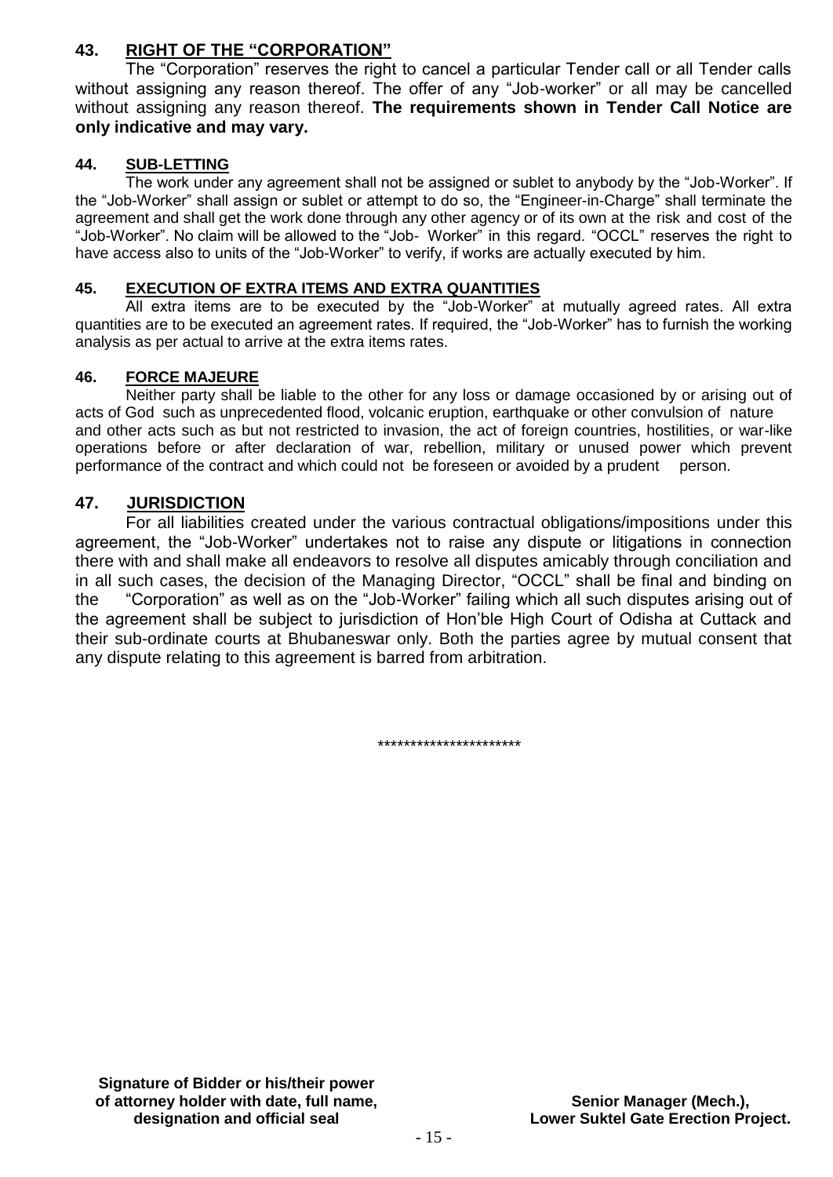## 43. RIGHT OF THE "CORPORATION"

The "Corporation" reserves the right to cancel a particular Tender call or all Tender calls without assigning any reason thereof. The offer of any "Job-worker" or all may be cancelled without assigning any reason thereof. **The requirements shown in Tender Call Notice are only indicative and may vary.**

## 44. SUB-LETTING

The work under any agreement shall not be assigned or sublet to anybody by the "Job-Worker". If the "Job-Worker" shall assign or sublet or attempt to do so, the "Engineer-in-Charge" shall terminate the agreement and shall get the work done through any other agency or of its own at the risk and cost of the "Job-Worker". No claim will be allowed to the "Job- Worker" in this regard. "OCCL" reserves the right to have access also to units of the "Job-Worker" to verify, if works are actually executed by him.

## 45. EXECUTION OF EXTRA ITEMS AND EXTRA QUANTITIES

All extra items are to be executed by the "Job-Worker" at mutually agreed rates. All extra quantities are to be executed an agreement rates. If required, the "Job-Worker" has to furnish the working analysis as per actual to arrive at the extra items rates.

## 46. FORCE MAJEURE

Neither party shall be liable to the other for any loss or damage occasioned by or arising out of acts of God such as unprecedented flood, volcanic eruption, earthquake or other convulsion of nature and other acts such as but not restricted to invasion, the act of foreign countries, hostilities, or war-like operations before or after declaration of war, rebellion, military or unused power which prevent performance of the contract and which could not be foreseen or avoided by a prudent person.

## 47. JURISDICTION

For all liabilities created under the various contractual obligations/impositions under this agreement, the "Job-Worker" undertakes not to raise any dispute or litigations in connection there with and shall make all endeavors to resolve all disputes amicably through conciliation and in all such cases, the decision of the Managing Director, "OCCL" shall be final and binding on the "Corporation" as well as on the "Job-Worker" failing which all such disputes arising out of the agreement shall be subject to jurisdiction of Hon'ble High Court of Odisha at Cuttack and their sub-ordinate courts at Bhubaneswar only. Both the parties agree by mutual consent that any dispute relating to this agreement is barred from arbitration.

**********************

**Signature of Bidder or his/their power of attorney holder with date, full name, designation and official seal**

**Senior Manager (Mech.), Lower Suktel Gate Erection Project.**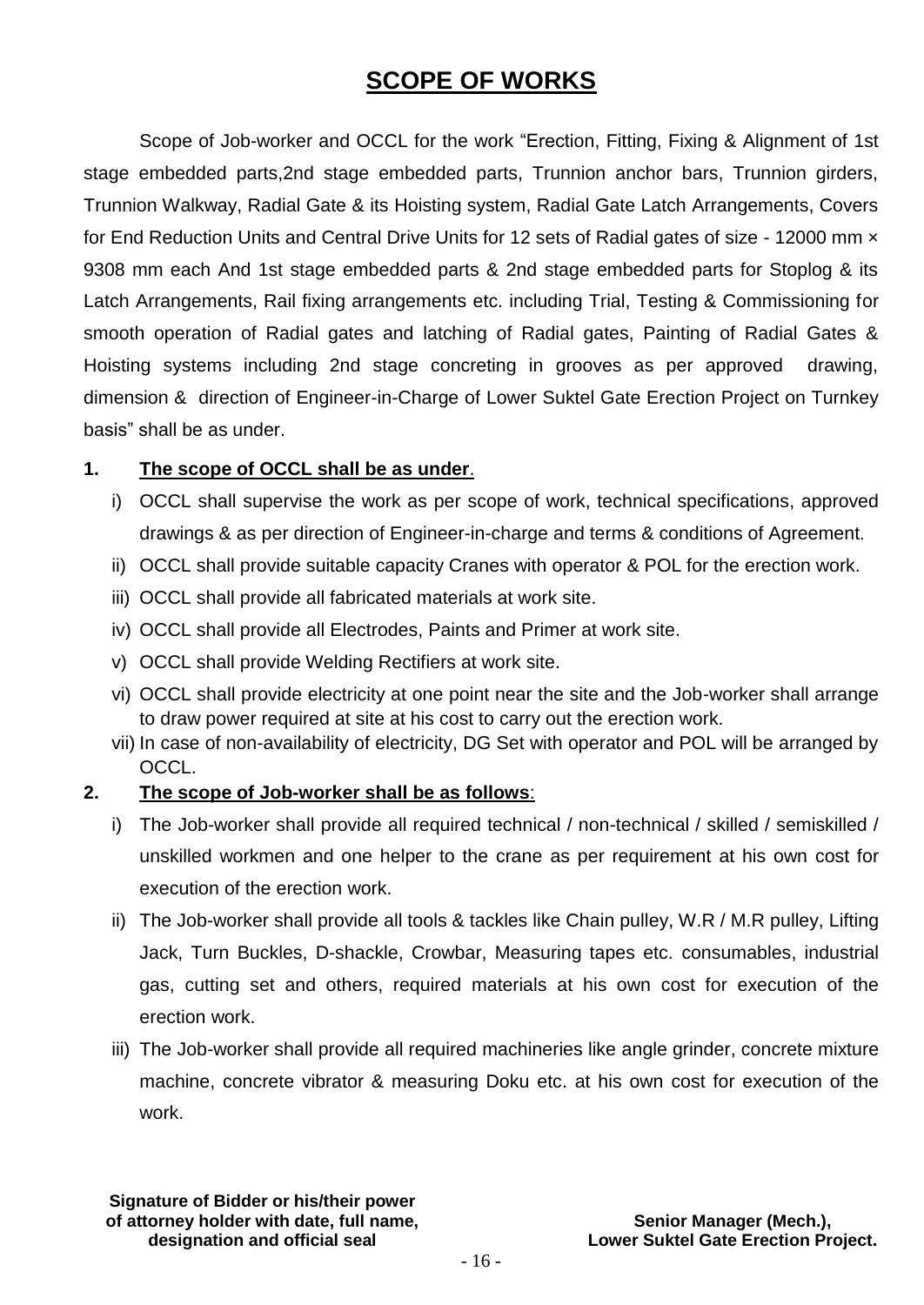# SCOPE OF WORKS

Scope of Job-worker and OCCL for the work "Erection, Fitting, Fixing & Alignment of 1st stage embedded parts,2nd stage embedded parts, Trunnion anchor bars, Trunnion girders, Trunnion Walkway, Radial Gate & its Hoisting system, Radial Gate Latch Arrangements, Covers for End Reduction Units and Central Drive Units for 12 sets of Radial gates of size - 12000 mm × 9308 mm each And 1st stage embedded parts & 2nd stage embedded parts for Stoplog & its Latch Arrangements, Rail fixing arrangements etc. including Trial, Testing & Commissioning for smooth operation of Radial gates and latching of Radial gates, Painting of Radial Gates & Hoisting systems including 2nd stage concreting in grooves as per approved drawing, dimension & direction of Engineer-in-Charge of Lower Suktel Gate Erection Project on Turnkey basis" shall be as under.

**1. The scope of OCCL shall be as under.**

i) OCCL shall supervise the work as per scope of work, technical specifications, approved drawings & as per direction of Engineer-in-charge and terms & conditions of Agreement.

ii) OCCL shall provide suitable capacity Cranes with operator & POL for the erection work.

iii) OCCL shall provide all fabricated materials at work site.

iv) OCCL shall provide all Electrodes, Paints and Primer at work site.

v) OCCL shall provide Welding Rectifiers at work site.

vi) OCCL shall provide electricity at one point near the site and the Job-worker shall arrange to draw power required at site at his cost to carry out the erection work.

vii) In case of non-availability of electricity, DG Set with operator and POL will be arranged by OCCL.

**2. The scope of Job-worker shall be as follows:**

i) The Job-worker shall provide all required technical / non-technical / skilled / semiskilled / unskilled workmen and one helper to the crane as per requirement at his own cost for execution of the erection work.

ii) The Job-worker shall provide all tools & tackles like Chain pulley, W.R / M.R pulley, Lifting Jack, Turn Buckles, D-shackle, Crowbar, Measuring tapes etc. consumables, industrial gas, cutting set and others, required materials at his own cost for execution of the erection work.

iii) The Job-worker shall provide all required machineries like angle grinder, concrete mixture machine, concrete vibrator & measuring Doku etc. at his own cost for execution of the work.

**Signature of Bidder or his/their power of attorney holder with date, full name, designation and official seal**

**Senior Manager (Mech.), Lower Suktel Gate Erection Project.**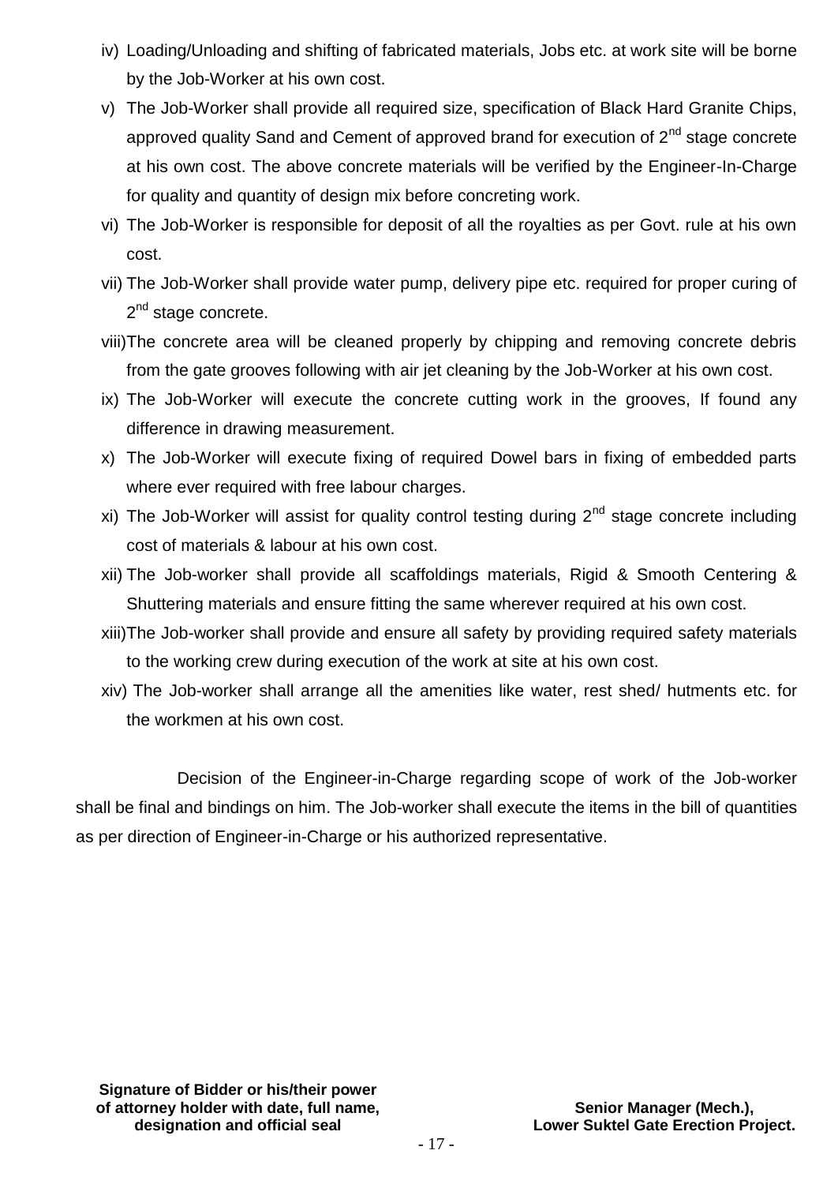iv) Loading/Unloading and shifting of fabricated materials, Jobs etc. at work site will be borne by the Job-Worker at his own cost.

v) The Job-Worker shall provide all required size, specification of Black Hard Granite Chips, approved quality Sand and Cement of approved brand for execution of 2nd stage concrete at his own cost. The above concrete materials will be verified by the Engineer-In-Charge for quality and quantity of design mix before concreting work.

vi) The Job-Worker is responsible for deposit of all the royalties as per Govt. rule at his own cost.

vii) The Job-Worker shall provide water pump, delivery pipe etc. required for proper curing of 2nd stage concrete.

viii) The concrete area will be cleaned properly by chipping and removing concrete debris from the gate grooves following with air jet cleaning by the Job-Worker at his own cost.

ix) The Job-Worker will execute the concrete cutting work in the grooves, If found any difference in drawing measurement.

x) The Job-Worker will execute fixing of required Dowel bars in fixing of embedded parts where ever required with free labour charges.

xi) The Job-Worker will assist for quality control testing during 2nd stage concrete including cost of materials & labour at his own cost.

xii) The Job-worker shall provide all scaffoldings materials, Rigid & Smooth Centering & Shuttering materials and ensure fitting the same wherever required at his own cost.

xiii) The Job-worker shall provide and ensure all safety by providing required safety materials to the working crew during execution of the work at site at his own cost.

xiv) The Job-worker shall arrange all the amenities like water, rest shed/ hutments etc. for the workmen at his own cost.

Decision of the Engineer-in-Charge regarding scope of work of the Job-worker shall be final and bindings on him. The Job-worker shall execute the items in the bill of quantities as per direction of Engineer-in-Charge or his authorized representative.

**Signature of Bidder or his/their power of attorney holder with date, full name, designation and official seal**

**Senior Manager (Mech.),**
**Lower Suktel Gate Erection Project.**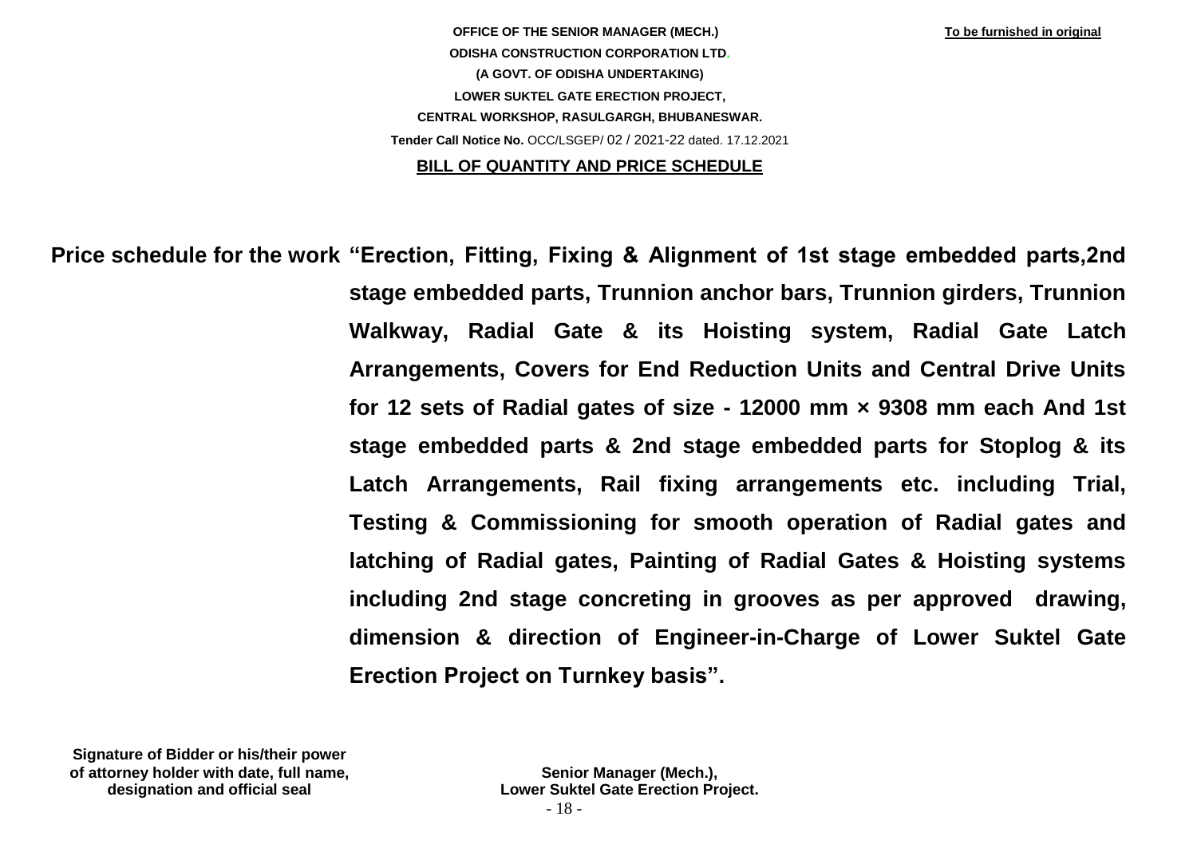**To be furnished in original**

**OFFICE OF THE SENIOR MANAGER (MECH.)**

**ODISHA CONSTRUCTION CORPORATION LTD.**

**(A GOVT. OF ODISHA UNDERTAKING)**

**LOWER SUKTEL GATE ERECTION PROJECT,**

**CENTRAL WORKSHOP, RASULGARGH, BHUBANESWAR.**

**Tender Call Notice No.** OCC/LSGEP/ 02 / 2021-22 dated. 17.12.2021

## BILL OF QUANTITY AND PRICE SCHEDULE

**Price schedule for the work "Erection, Fitting, Fixing & Alignment of 1st stage embedded parts,2nd stage embedded parts, Trunnion anchor bars, Trunnion girders, Trunnion Walkway, Radial Gate & its Hoisting system, Radial Gate Latch Arrangements, Covers for End Reduction Units and Central Drive Units for 12 sets of Radial gates of size - 12000 mm × 9308 mm each And 1st stage embedded parts & 2nd stage embedded parts for Stoplog & its Latch Arrangements, Rail fixing arrangements etc. including Trial, Testing & Commissioning for smooth operation of Radial gates and latching of Radial gates, Painting of Radial Gates & Hoisting systems including 2nd stage concreting in grooves as per approved drawing, dimension & direction of Engineer-in-Charge of Lower Suktel Gate Erection Project on Turnkey basis".**

**Signature of Bidder or his/their power of attorney holder with date, full name, designation and official seal**

**Senior Manager (Mech.), Lower Suktel Gate Erection Project.**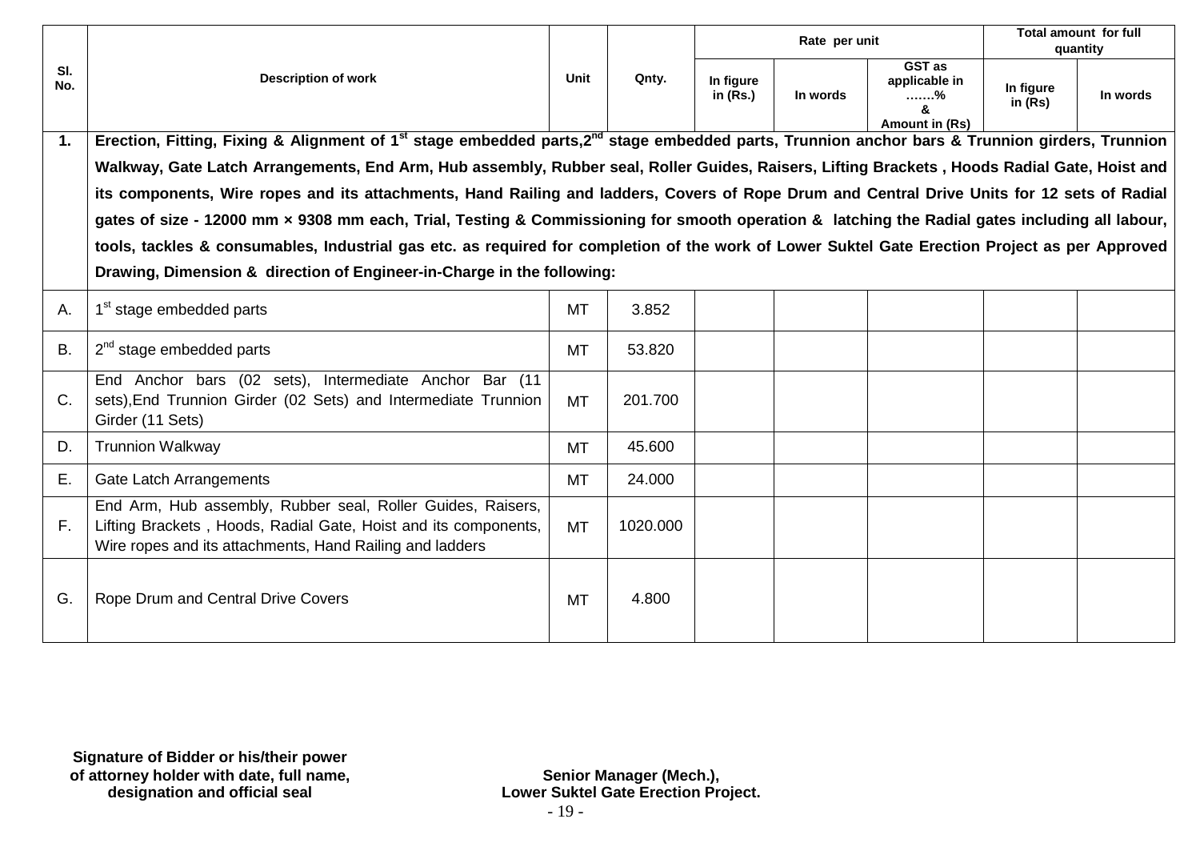| Sl. No. | Description of work | Unit | Qnty. | Rate per unit | | | Total amount for full quantity | |
|---|---|---|---|---|---|---|---|---|
| | | | | In figure in (Rs.) | In words | GST as applicable in …….% & Amount in (Rs) | In figure in (Rs) | In words |
| **1.** | **Erection, Fitting, Fixing & Alignment of 1st stage embedded parts, 2nd stage embedded parts, Trunnion anchor bars & Trunnion girders, Trunnion Walkway, Gate Latch Arrangements, End Arm, Hub assembly, Rubber seal, Roller Guides, Raisers, Lifting Brackets , Hoods Radial Gate, Hoist and its components, Wire ropes and its attachments, Hand Railing and ladders, Covers of Rope Drum and Central Drive Units for 12 sets of Radial gates of size - 12000 mm × 9308 mm each, Trial, Testing & Commissioning for smooth operation & latching the Radial gates including all labour, tools, tackles & consumables, Industrial gas etc. as required for completion of the work of Lower Suktel Gate Erection Project as per Approved Drawing, Dimension & direction of Engineer-in-Charge in the following:** | | | | | | | |
| A. | 1st stage embedded parts | MT | 3.852 | | | | | |
| B. | 2nd stage embedded parts | MT | 53.820 | | | | | |
| C. | End Anchor bars (02 sets), Intermediate Anchor Bar (11 sets), End Trunnion Girder (02 Sets) and Intermediate Trunnion Girder (11 Sets) | MT | 201.700 | | | | | |
| D. | Trunnion Walkway | MT | 45.600 | | | | | |
| E. | Gate Latch Arrangements | MT | 24.000 | | | | | |
| F. | End Arm, Hub assembly, Rubber seal, Roller Guides, Raisers, Lifting Brackets , Hoods, Radial Gate, Hoist and its components, Wire ropes and its attachments, Hand Railing and ladders | MT | 1020.000 | | | | | |
| G. | Rope Drum and Central Drive Covers | MT | 4.800 | | | | | |

**Signature of Bidder or his/their power of attorney holder with date, full name, designation and official seal**

**Senior Manager (Mech.), Lower Suktel Gate Erection Project.**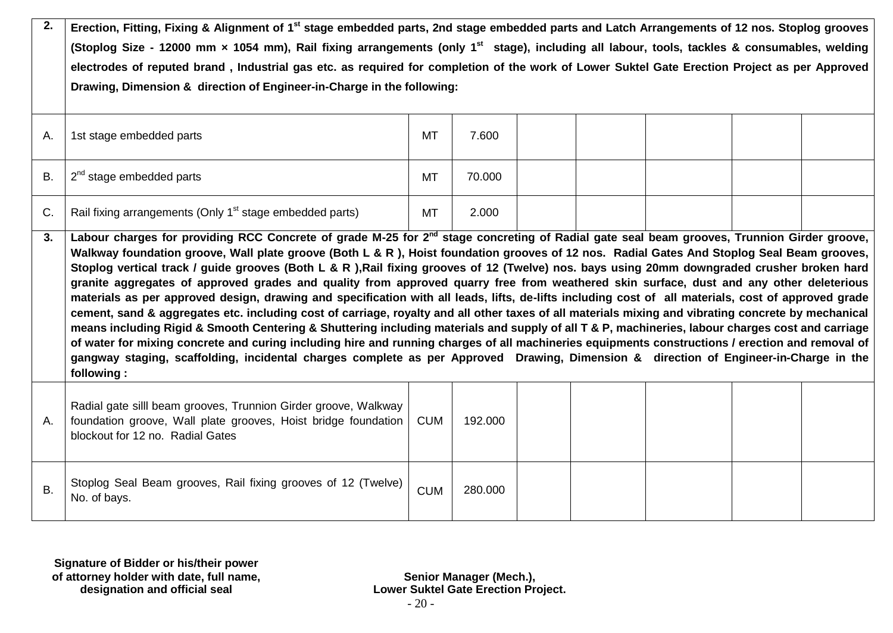| | | | | | | | | |
|---|---|---|---|---|---|---|---|---|
| **2.** | **Erection, Fitting, Fixing & Alignment of 1st stage embedded parts, 2nd stage embedded parts and Latch Arrangements of 12 nos. Stoplog grooves (Stoplog Size - 12000 mm × 1054 mm), Rail fixing arrangements (only 1st stage), including all labour, tools, tackles & consumables, welding electrodes of reputed brand , Industrial gas etc. as required for completion of the work of Lower Suktel Gate Erection Project as per Approved Drawing, Dimension & direction of Engineer-in-Charge in the following:** | | | | | | | |
| A. | 1st stage embedded parts | MT | 7.600 | | | | | |
| B. | 2nd stage embedded parts | MT | 70.000 | | | | | |
| C. | Rail fixing arrangements (Only 1st stage embedded parts) | MT | 2.000 | | | | | |
| **3.** | **Labour charges for providing RCC Concrete of grade M-25 for 2nd stage concreting of Radial gate seal beam grooves, Trunnion Girder groove, Walkway foundation groove, Wall plate groove (Both L & R ), Hoist foundation grooves of 12 nos. Radial Gates And Stoplog Seal Beam grooves, Stoplog vertical track / guide grooves (Both L & R ),Rail fixing grooves of 12 (Twelve) nos. bays using 20mm downgraded crusher broken hard granite aggregates of approved grades and quality from approved quarry free from weathered skin surface, dust and any other deleterious materials as per approved design, drawing and specification with all leads, lifts, de-lifts including cost of all materials, cost of approved grade cement, sand & aggregates etc. including cost of carriage, royalty and all other taxes of all materials mixing and vibrating concrete by mechanical means including Rigid & Smooth Centering & Shuttering including materials and supply of all T & P, machineries, labour charges cost and carriage of water for mixing concrete and curing including hire and running charges of all machineries equipments constructions / erection and removal of gangway staging, scaffolding, incidental charges complete as per Approved Drawing, Dimension & direction of Engineer-in-Charge in the following :** | | | | | | | |
| A. | Radial gate silll beam grooves, Trunnion Girder groove, Walkway foundation groove, Wall plate grooves, Hoist bridge foundation blockout for 12 no. Radial Gates | CUM | 192.000 | | | | | |
| B. | Stoplog Seal Beam grooves, Rail fixing grooves of 12 (Twelve) No. of bays. | CUM | 280.000 | | | | | |

**Signature of Bidder or his/their power of attorney holder with date, full name, designation and official seal**

**Senior Manager (Mech.), Lower Suktel Gate Erection Project.**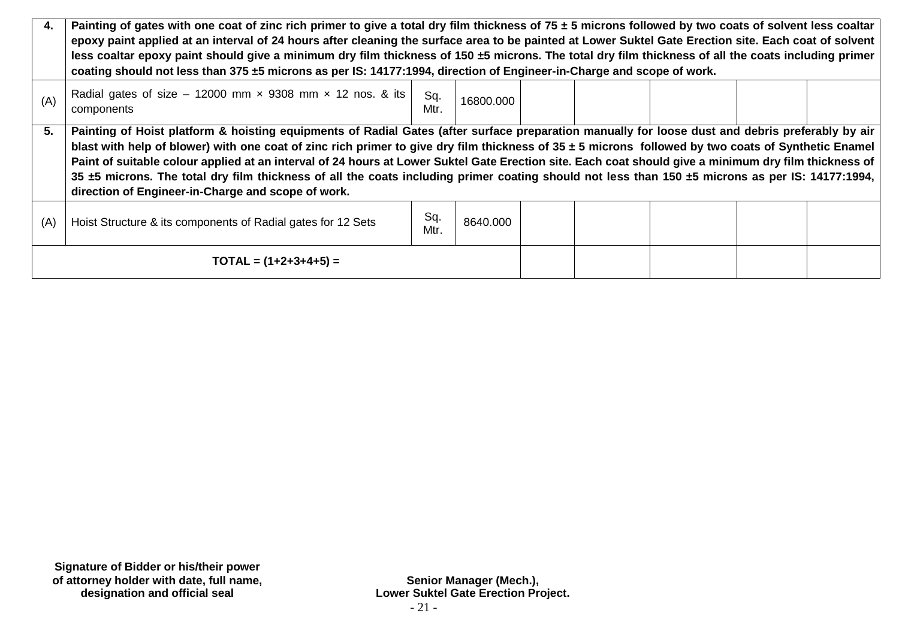| | | | | | | | | |
|---|---|---|---|---|---|---|---|---|
| **4.** | **Painting of gates with one coat of zinc rich primer to give a total dry film thickness of 75 ± 5 microns followed by two coats of solvent less coaltar epoxy paint applied at an interval of 24 hours after cleaning the surface area to be painted at Lower Suktel Gate Erection site. Each coat of solvent less coaltar epoxy paint should give a minimum dry film thickness of 150 ±5 microns. The total dry film thickness of all the coats including primer coating should not less than 375 ±5 microns as per IS: 14177:1994, direction of Engineer-in-Charge and scope of work.** | | | | | | | |
| (A) | Radial gates of size – 12000 mm × 9308 mm × 12 nos. & its components | Sq. Mtr. | 16800.000 | | | | | |
| **5.** | **Painting of Hoist platform & hoisting equipments of Radial Gates (after surface preparation manually for loose dust and debris preferably by air blast with help of blower) with one coat of zinc rich primer to give dry film thickness of 35 ± 5 microns followed by two coats of Synthetic Enamel Paint of suitable colour applied at an interval of 24 hours at Lower Suktel Gate Erection site. Each coat should give a minimum dry film thickness of 35 ±5 microns. The total dry film thickness of all the coats including primer coating should not less than 150 ±5 microns as per IS: 14177:1994, direction of Engineer-in-Charge and scope of work.** | | | | | | | |
| (A) | Hoist Structure & its components of Radial gates for 12 Sets | Sq. Mtr. | 8640.000 | | | | | |
| | **TOTAL = (1+2+3+4+5) =** | | | | | | | |

**Signature of Bidder or his/their power of attorney holder with date, full name, designation and official seal**

**Senior Manager (Mech.), Lower Suktel Gate Erection Project.**